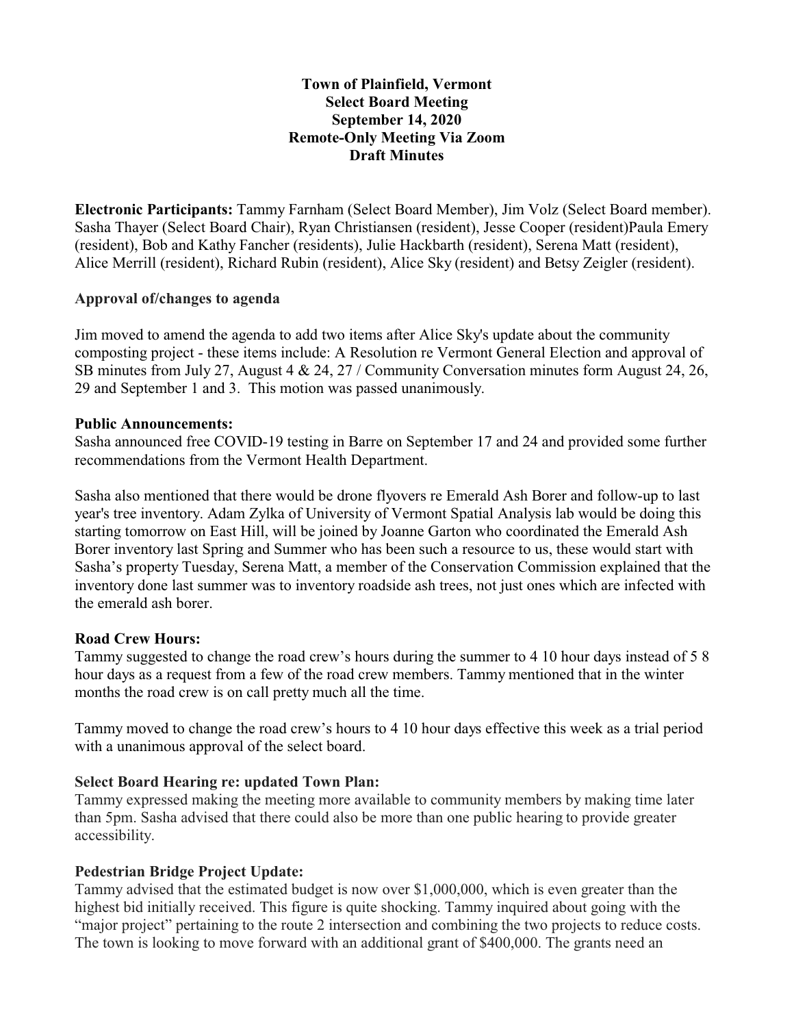**Town of Plainfield, Vermont**
**Select Board Meeting**
**September 14, 2020**
**Remote-Only Meeting Via Zoom**
**Draft Minutes**

**Electronic Participants:** Tammy Farnham (Select Board Member), Jim Volz (Select Board member). Sasha Thayer (Select Board Chair), Ryan Christiansen (resident), Jesse Cooper (resident)Paula Emery (resident), Bob and Kathy Fancher (residents), Julie Hackbarth (resident), Serena Matt (resident), Alice Merrill (resident), Richard Rubin (resident), Alice Sky (resident) and Betsy Zeigler (resident).

**Approval of/changes to agenda**

Jim moved to amend the agenda to add two items after Alice Sky's update about the community composting project - these items include: A Resolution re Vermont General Election and approval of SB minutes from July 27, August 4 & 24, 27 / Community Conversation minutes form August 24, 26, 29 and September 1 and 3. This motion was passed unanimously.

**Public Announcements:**

Sasha announced free COVID-19 testing in Barre on September 17 and 24 and provided some further recommendations from the Vermont Health Department.

Sasha also mentioned that there would be drone flyovers re Emerald Ash Borer and follow-up to last year's tree inventory. Adam Zylka of University of Vermont Spatial Analysis lab would be doing this starting tomorrow on East Hill, will be joined by Joanne Garton who coordinated the Emerald Ash Borer inventory last Spring and Summer who has been such a resource to us, these would start with Sasha's property Tuesday, Serena Matt, a member of the Conservation Commission explained that the inventory done last summer was to inventory roadside ash trees, not just ones which are infected with the emerald ash borer.

**Road Crew Hours:**

Tammy suggested to change the road crew's hours during the summer to 4 10 hour days instead of 5 8 hour days as a request from a few of the road crew members. Tammy mentioned that in the winter months the road crew is on call pretty much all the time.

Tammy moved to change the road crew's hours to 4 10 hour days effective this week as a trial period with a unanimous approval of the select board.

**Select Board Hearing re: updated Town Plan:**

Tammy expressed making the meeting more available to community members by making time later than 5pm. Sasha advised that there could also be more than one public hearing to provide greater accessibility.

**Pedestrian Bridge Project Update:**

Tammy advised that the estimated budget is now over $1,000,000, which is even greater than the highest bid initially received. This figure is quite shocking. Tammy inquired about going with the "major project" pertaining to the route 2 intersection and combining the two projects to reduce costs. The town is looking to move forward with an additional grant of $400,000. The grants need an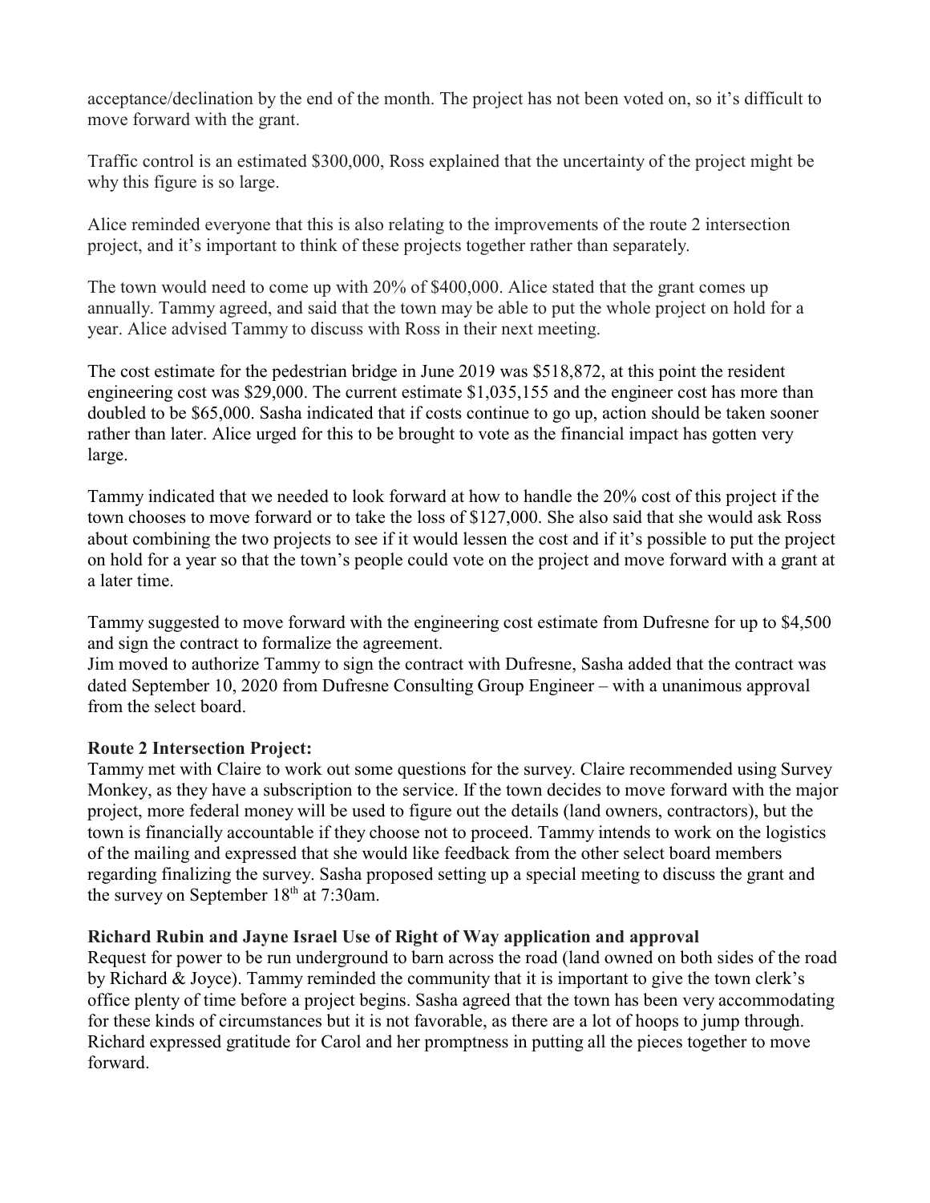acceptance/declination by the end of the month. The project has not been voted on, so it's difficult to move forward with the grant.

Traffic control is an estimated $300,000, Ross explained that the uncertainty of the project might be why this figure is so large.

Alice reminded everyone that this is also relating to the improvements of the route 2 intersection project, and it's important to think of these projects together rather than separately.

The town would need to come up with 20% of $400,000. Alice stated that the grant comes up annually. Tammy agreed, and said that the town may be able to put the whole project on hold for a year. Alice advised Tammy to discuss with Ross in their next meeting.

The cost estimate for the pedestrian bridge in June 2019 was $518,872, at this point the resident engineering cost was $29,000. The current estimate $1,035,155 and the engineer cost has more than doubled to be $65,000. Sasha indicated that if costs continue to go up, action should be taken sooner rather than later. Alice urged for this to be brought to vote as the financial impact has gotten very large.

Tammy indicated that we needed to look forward at how to handle the 20% cost of this project if the town chooses to move forward or to take the loss of $127,000. She also said that she would ask Ross about combining the two projects to see if it would lessen the cost and if it's possible to put the project on hold for a year so that the town's people could vote on the project and move forward with a grant at a later time.

Tammy suggested to move forward with the engineering cost estimate from Dufresne for up to $4,500 and sign the contract to formalize the agreement.
Jim moved to authorize Tammy to sign the contract with Dufresne, Sasha added that the contract was dated September 10, 2020 from Dufresne Consulting Group Engineer – with a unanimous approval from the select board.

**Route 2 Intersection Project:**
Tammy met with Claire to work out some questions for the survey. Claire recommended using Survey Monkey, as they have a subscription to the service. If the town decides to move forward with the major project, more federal money will be used to figure out the details (land owners, contractors), but the town is financially accountable if they choose not to proceed. Tammy intends to work on the logistics of the mailing and expressed that she would like feedback from the other select board members regarding finalizing the survey. Sasha proposed setting up a special meeting to discuss the grant and the survey on September 18th at 7:30am.

**Richard Rubin and Jayne Israel Use of Right of Way application and approval**
Request for power to be run underground to barn across the road (land owned on both sides of the road by Richard & Joyce). Tammy reminded the community that it is important to give the town clerk's office plenty of time before a project begins. Sasha agreed that the town has been very accommodating for these kinds of circumstances but it is not favorable, as there are a lot of hoops to jump through. Richard expressed gratitude for Carol and her promptness in putting all the pieces together to move forward.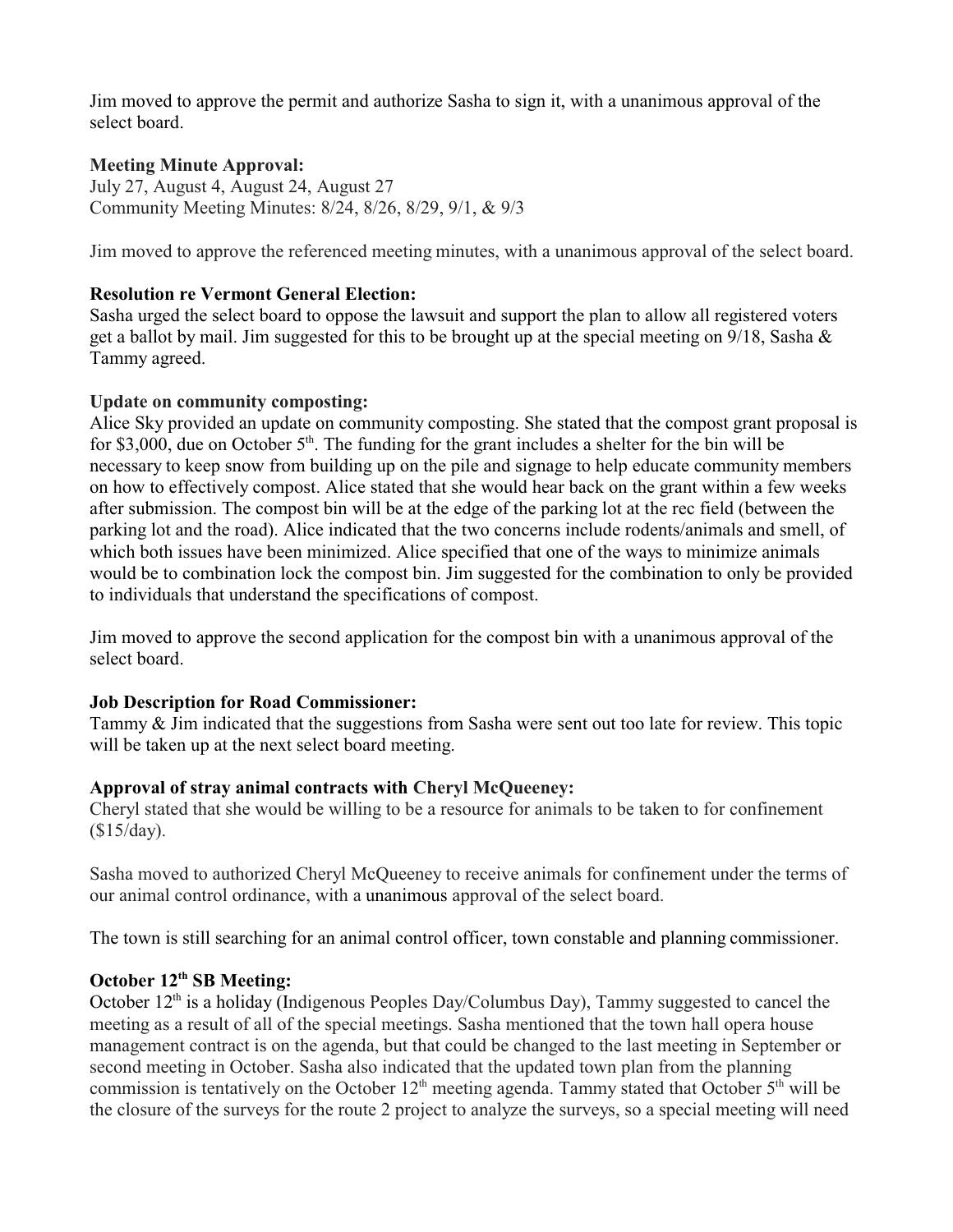Jim moved to approve the permit and authorize Sasha to sign it, with a unanimous approval of the select board.

**Meeting Minute Approval:**
July 27, August 4, August 24, August 27
Community Meeting Minutes: 8/24, 8/26, 8/29, 9/1, & 9/3

Jim moved to approve the referenced meeting minutes, with a unanimous approval of the select board.

**Resolution re Vermont General Election:**
Sasha urged the select board to oppose the lawsuit and support the plan to allow all registered voters get a ballot by mail. Jim suggested for this to be brought up at the special meeting on 9/18, Sasha & Tammy agreed.

**Update on community composting:**
Alice Sky provided an update on community composting. She stated that the compost grant proposal is for $3,000, due on October 5th. The funding for the grant includes a shelter for the bin will be necessary to keep snow from building up on the pile and signage to help educate community members on how to effectively compost. Alice stated that she would hear back on the grant within a few weeks after submission. The compost bin will be at the edge of the parking lot at the rec field (between the parking lot and the road). Alice indicated that the two concerns include rodents/animals and smell, of which both issues have been minimized. Alice specified that one of the ways to minimize animals would be to combination lock the compost bin. Jim suggested for the combination to only be provided to individuals that understand the specifications of compost.

Jim moved to approve the second application for the compost bin with a unanimous approval of the select board.

**Job Description for Road Commissioner:**
Tammy & Jim indicated that the suggestions from Sasha were sent out too late for review. This topic will be taken up at the next select board meeting.

**Approval of stray animal contracts with Cheryl McQueeney:**
Cheryl stated that she would be willing to be a resource for animals to be taken to for confinement ($15/day).

Sasha moved to authorized Cheryl McQueeney to receive animals for confinement under the terms of our animal control ordinance, with a unanimous approval of the select board.

The town is still searching for an animal control officer, town constable and planning commissioner.

**October 12th SB Meeting:**
October 12th is a holiday (Indigenous Peoples Day/Columbus Day), Tammy suggested to cancel the meeting as a result of all of the special meetings. Sasha mentioned that the town hall opera house management contract is on the agenda, but that could be changed to the last meeting in September or second meeting in October. Sasha also indicated that the updated town plan from the planning commission is tentatively on the October 12th meeting agenda. Tammy stated that October 5th will be the closure of the surveys for the route 2 project to analyze the surveys, so a special meeting will need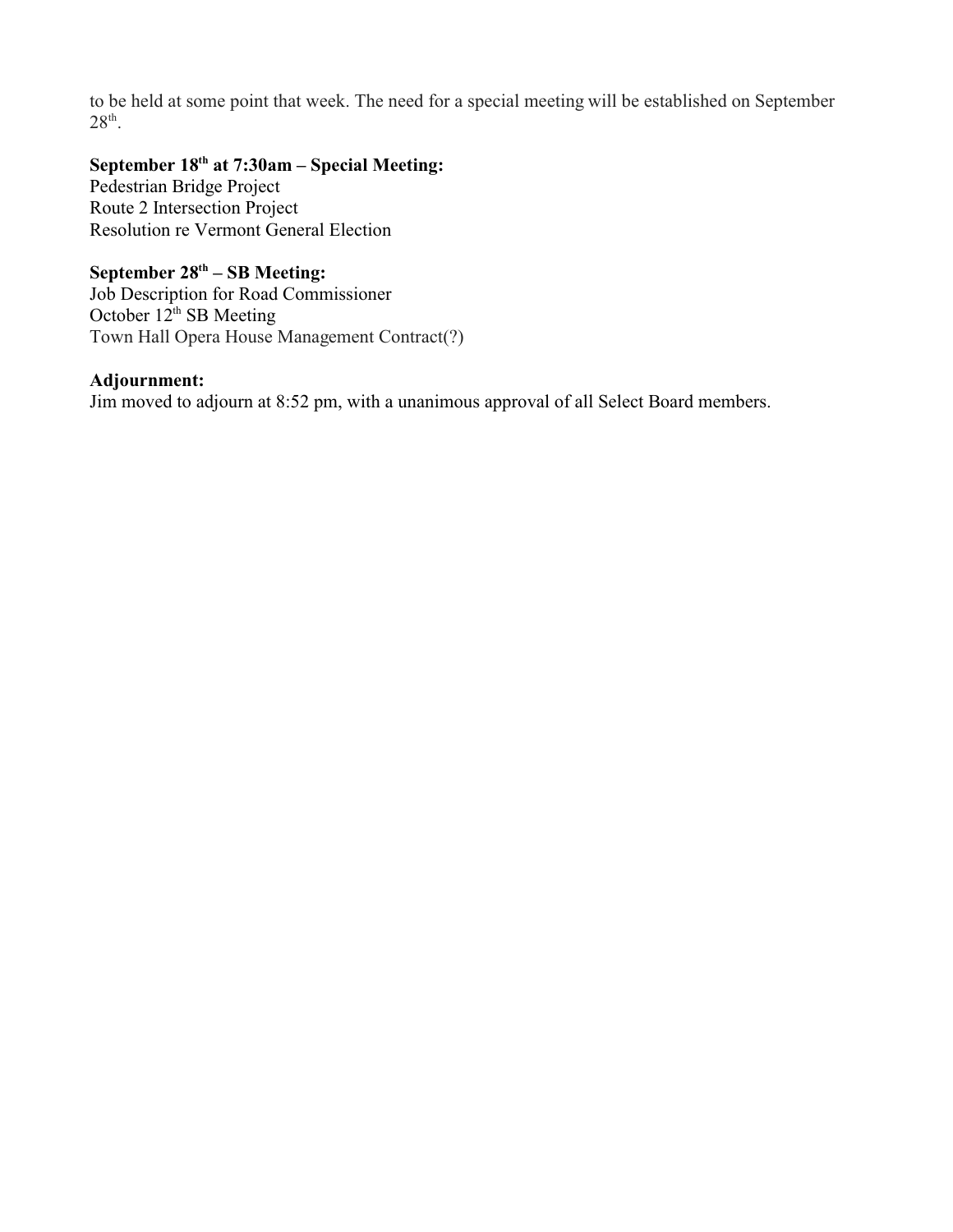to be held at some point that week. The need for a special meeting will be established on September 28th.

**September 18th at 7:30am – Special Meeting:**
Pedestrian Bridge Project
Route 2 Intersection Project
Resolution re Vermont General Election

**September 28th – SB Meeting:**
Job Description for Road Commissioner
October 12th SB Meeting
Town Hall Opera House Management Contract(?)

**Adjournment:**
Jim moved to adjourn at 8:52 pm, with a unanimous approval of all Select Board members.